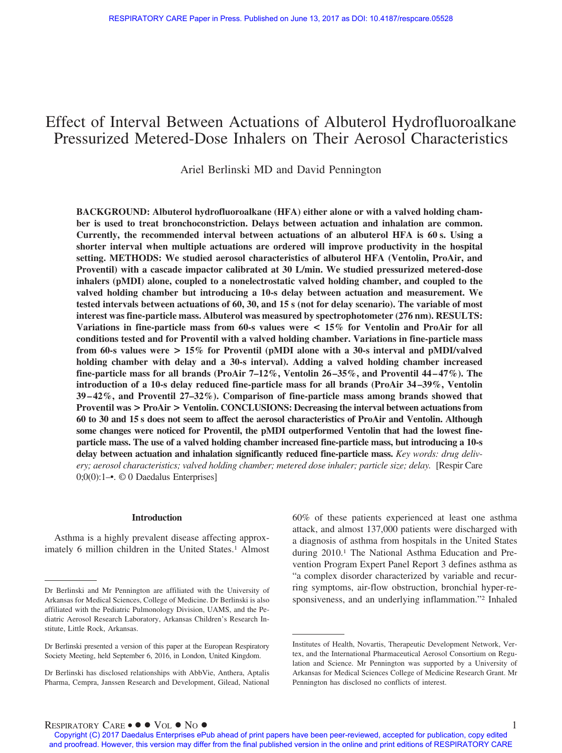# Effect of Interval Between Actuations of Albuterol Hydrofluoroalkane Pressurized Metered-Dose Inhalers on Their Aerosol Characteristics

Ariel Berlinski MD and David Pennington

**BACKGROUND: Albuterol hydrofluoroalkane (HFA) either alone or with a valved holding chamber is used to treat bronchoconstriction. Delays between actuation and inhalation are common. Currently, the recommended interval between actuations of an albuterol HFA is 60 s. Using a shorter interval when multiple actuations are ordered will improve productivity in the hospital setting. METHODS: We studied aerosol characteristics of albuterol HFA (Ventolin, ProAir, and Proventil) with a cascade impactor calibrated at 30 L/min. We studied pressurized metered-dose inhalers (pMDI) alone, coupled to a nonelectrostatic valved holding chamber, and coupled to the valved holding chamber but introducing a 10-s delay between actuation and measurement. We tested intervals between actuations of 60, 30, and 15 s (not for delay scenario). The variable of most interest was fine-particle mass. Albuterol was measured by spectrophotometer (276 nm). RESULTS: Variations in fine-particle mass from 60-s values were < 15% for Ventolin and ProAir for all conditions tested and for Proventil with a valved holding chamber. Variations in fine-particle mass from 60-s values were > 15% for Proventil (pMDI alone with a 30-s interval and pMDI/valved holding chamber with delay and a 30-s interval). Adding a valved holding chamber increased fine-particle mass for all brands (ProAir 7–12%, Ventolin 26–35%, and Proventil 44–47%). The introduction of a 10-s delay reduced fine-particle mass for all brands (ProAir 34–39%, Ventolin 39–42%, and Proventil 27–32%). Comparison of fine-particle mass among brands showed that Proventil was > ProAir > Ventolin. CONCLUSIONS: Decreasing the interval between actuations from 60 to 30 and 15 s does not seem to affect the aerosol characteristics of ProAir and Ventolin. Although some changes were noticed for Proventil, the pMDI outperformed Ventolin that had the lowest fine-particle mass. The use of a valved holding chamber increased fine-particle mass, but introducing a 10-s delay between actuation and inhalation significantly reduced fine-particle mass.** *Key words: drug delivery; aerosol characteristics; valved holding chamber; metered dose inhaler; particle size; delay.* [Respir Care 0;0(0):1–•. © 0 Daedalus Enterprises]

## Introduction

Asthma is a highly prevalent disease affecting approximately 6 million children in the United States.[1] Almost 60% of these patients experienced at least one asthma attack, and almost 137,000 patients were discharged with a diagnosis of asthma from hospitals in the United States during 2010.[1] The National Asthma Education and Prevention Program Expert Panel Report 3 defines asthma as "a complex disorder characterized by variable and recurring symptoms, air-flow obstruction, bronchial hyper-responsiveness, and an underlying inflammation."[2] Inhaled

---

Dr Berlinski and Mr Pennington are affiliated with the University of Arkansas for Medical Sciences, College of Medicine. Dr Berlinski is also affiliated with the Pediatric Pulmonology Division, UAMS, and the Pediatric Aerosol Research Laboratory, Arkansas Children's Research Institute, Little Rock, Arkansas.

Dr Berlinski presented a version of this paper at the European Respiratory Society Meeting, held September 6, 2016, in London, United Kingdom.

Dr Berlinski has disclosed relationships with AbbVie, Anthera, Aptalis Pharma, Cempra, Janssen Research and Development, Gilead, National Institutes of Health, Novartis, Therapeutic Development Network, Vertex, and the International Pharmaceutical Aerosol Consortium on Regulation and Science. Mr Pennington was supported by a University of Arkansas for Medical Sciences College of Medicine Research Grant. Mr Pennington has disclosed no conflicts of interest.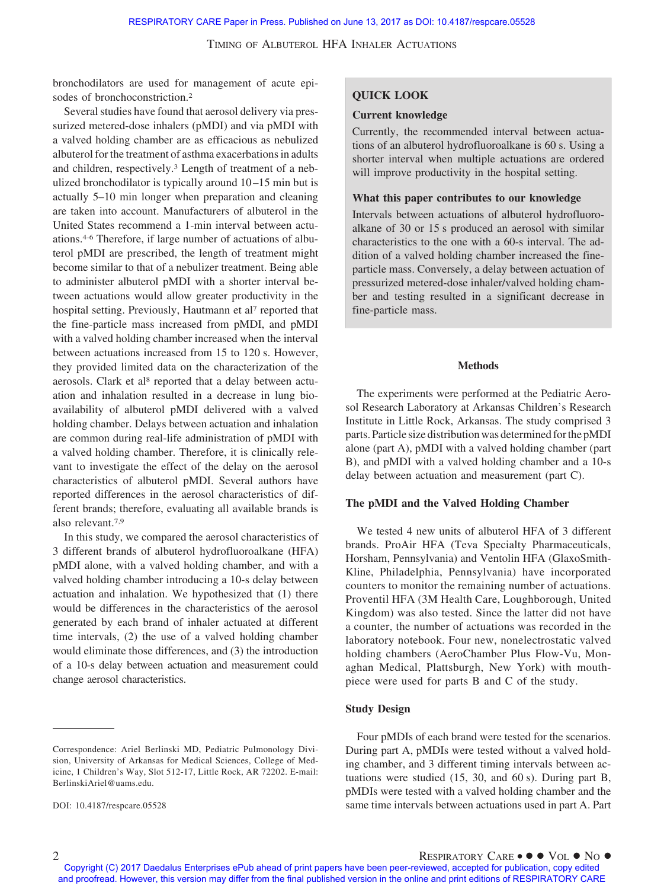bronchodilators are used for management of acute episodes of bronchoconstriction.[2]

Several studies have found that aerosol delivery via pressurized metered-dose inhalers (pMDI) and via pMDI with a valved holding chamber are as efficacious as nebulized albuterol for the treatment of asthma exacerbations in adults and children, respectively.[3] Length of treatment of a nebulized bronchodilator is typically around 10–15 min but is actually 5–10 min longer when preparation and cleaning are taken into account. Manufacturers of albuterol in the United States recommend a 1-min interval between actuations.[4-6] Therefore, if large number of actuations of albuterol pMDI are prescribed, the length of treatment might become similar to that of a nebulizer treatment. Being able to administer albuterol pMDI with a shorter interval between actuations would allow greater productivity in the hospital setting. Previously, Hautmann et al[7] reported that the fine-particle mass increased from pMDI, and pMDI with a valved holding chamber increased when the interval between actuations increased from 15 to 120 s. However, they provided limited data on the characterization of the aerosols. Clark et al[8] reported that a delay between actuation and inhalation resulted in a decrease in lung bioavailability of albuterol pMDI delivered with a valved holding chamber. Delays between actuation and inhalation are common during real-life administration of pMDI with a valved holding chamber. Therefore, it is clinically relevant to investigate the effect of the delay on the aerosol characteristics of albuterol pMDI. Several authors have reported differences in the aerosol characteristics of different brands; therefore, evaluating all available brands is also relevant.[7,9]

In this study, we compared the aerosol characteristics of 3 different brands of albuterol hydrofluoroalkane (HFA) pMDI alone, with a valved holding chamber, and with a valved holding chamber introducing a 10-s delay between actuation and inhalation. We hypothesized that (1) there would be differences in the characteristics of the aerosol generated by each brand of inhaler actuated at different time intervals, (2) the use of a valved holding chamber would eliminate those differences, and (3) the introduction of a 10-s delay between actuation and measurement could change aerosol characteristics.

Correspondence: Ariel Berlinski MD, Pediatric Pulmonology Division, University of Arkansas for Medical Sciences, College of Medicine, 1 Children's Way, Slot 512-17, Little Rock, AR 72202. E-mail: BerlinskiAriel@uams.edu.

DOI: 10.4187/respcare.05528

> **QUICK LOOK**
>
> **Current knowledge**
>
> Currently, the recommended interval between actuations of an albuterol hydrofluoroalkane is 60 s. Using a shorter interval when multiple actuations are ordered will improve productivity in the hospital setting.
>
> **What this paper contributes to our knowledge**
>
> Intervals between actuations of albuterol hydrofluoroalkane of 30 or 15 s produced an aerosol with similar characteristics to the one with a 60-s interval. The addition of a valved holding chamber increased the fine-particle mass. Conversely, a delay between actuation of pressurized metered-dose inhaler/valved holding chamber and testing resulted in a significant decrease in fine-particle mass.

## Methods

The experiments were performed at the Pediatric Aerosol Research Laboratory at Arkansas Children's Research Institute in Little Rock, Arkansas. The study comprised 3 parts. Particle size distribution was determined for the pMDI alone (part A), pMDI with a valved holding chamber (part B), and pMDI with a valved holding chamber and a 10-s delay between actuation and measurement (part C).

### The pMDI and the Valved Holding Chamber

We tested 4 new units of albuterol HFA of 3 different brands. ProAir HFA (Teva Specialty Pharmaceuticals, Horsham, Pennsylvania) and Ventolin HFA (GlaxoSmithKline, Philadelphia, Pennsylvania) have incorporated counters to monitor the remaining number of actuations. Proventil HFA (3M Health Care, Loughborough, United Kingdom) was also tested. Since the latter did not have a counter, the number of actuations was recorded in the laboratory notebook. Four new, nonelectrostatic valved holding chambers (AeroChamber Plus Flow-Vu, Monaghan Medical, Plattsburgh, New York) with mouthpiece were used for parts B and C of the study.

### Study Design

Four pMDIs of each brand were tested for the scenarios. During part A, pMDIs were tested without a valved holding chamber, and 3 different timing intervals between actuations were studied (15, 30, and 60 s). During part B, pMDIs were tested with a valved holding chamber and the same time intervals between actuations used in part A. Part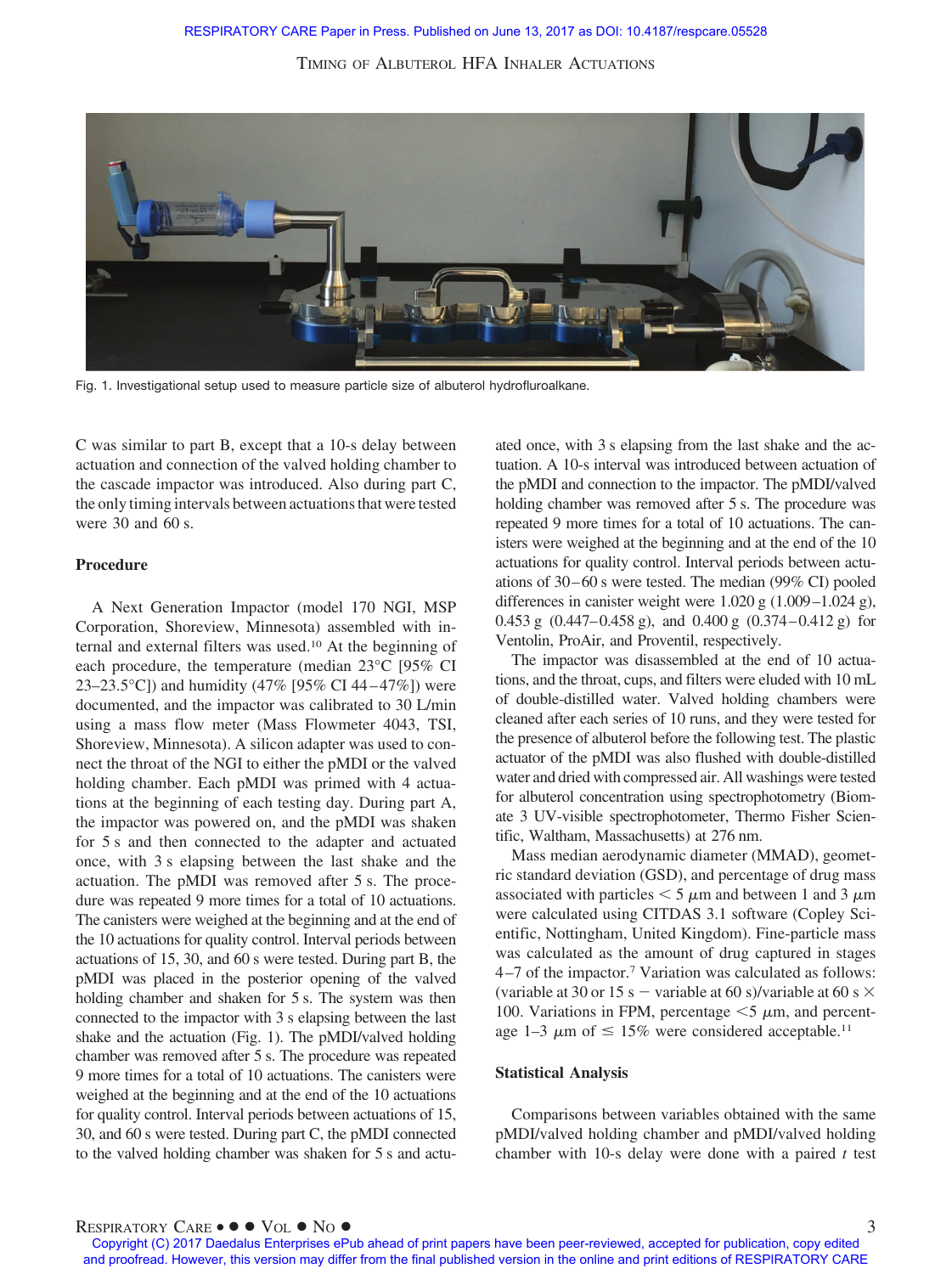Fig. 1. Investigational setup used to measure particle size of albuterol hydrofluroalkane.

C was similar to part B, except that a 10-s delay between actuation and connection of the valved holding chamber to the cascade impactor was introduced. Also during part C, the only timing intervals between actuations that were tested were 30 and 60 s.

## Procedure

A Next Generation Impactor (model 170 NGI, MSP Corporation, Shoreview, Minnesota) assembled with internal and external filters was used.[10] At the beginning of each procedure, the temperature (median 23°C [95% CI 23–23.5°C]) and humidity (47% [95% CI 44–47%]) were documented, and the impactor was calibrated to 30 L/min using a mass flow meter (Mass Flowmeter 4043, TSI, Shoreview, Minnesota). A silicon adapter was used to connect the throat of the NGI to either the pMDI or the valved holding chamber. Each pMDI was primed with 4 actuations at the beginning of each testing day. During part A, the impactor was powered on, and the pMDI was shaken for 5 s and then connected to the adapter and actuated once, with 3 s elapsing between the last shake and the actuation. The pMDI was removed after 5 s. The procedure was repeated 9 more times for a total of 10 actuations. The canisters were weighed at the beginning and at the end of the 10 actuations for quality control. Interval periods between actuations of 15, 30, and 60 s were tested. During part B, the pMDI was placed in the posterior opening of the valved holding chamber and shaken for 5 s. The system was then connected to the impactor with 3 s elapsing between the last shake and the actuation (Fig. 1). The pMDI/valved holding chamber was removed after 5 s. The procedure was repeated 9 more times for a total of 10 actuations. The canisters were weighed at the beginning and at the end of the 10 actuations for quality control. Interval periods between actuations of 15, 30, and 60 s were tested. During part C, the pMDI connected to the valved holding chamber was shaken for 5 s and actuated once, with 3 s elapsing from the last shake and the actuation. A 10-s interval was introduced between actuation of the pMDI and connection to the impactor. The pMDI/valved holding chamber was removed after 5 s. The procedure was repeated 9 more times for a total of 10 actuations. The canisters were weighed at the beginning and at the end of the 10 actuations for quality control. Interval periods between actuations of 30–60 s were tested. The median (99% CI) pooled differences in canister weight were 1.020 g (1.009–1.024 g), 0.453 g (0.447–0.458 g), and 0.400 g (0.374–0.412 g) for Ventolin, ProAir, and Proventil, respectively.

The impactor was disassembled at the end of 10 actuations, and the throat, cups, and filters were eluded with 10 mL of double-distilled water. Valved holding chambers were cleaned after each series of 10 runs, and they were tested for the presence of albuterol before the following test. The plastic actuator of the pMDI was also flushed with double-distilled water and dried with compressed air. All washings were tested for albuterol concentration using spectrophotometry (Biomate 3 UV-visible spectrophotometer, Thermo Fisher Scientific, Waltham, Massachusetts) at 276 nm.

Mass median aerodynamic diameter (MMAD), geometric standard deviation (GSD), and percentage of drug mass associated with particles $< 5$ $\mu$m and between 1 and 3 $\mu$m were calculated using CITDAS 3.1 software (Copley Scientific, Nottingham, United Kingdom). Fine-particle mass was calculated as the amount of drug captured in stages 4–7 of the impactor.[7] Variation was calculated as follows: (variable at 30 or 15 s $-$ variable at 60 s)/variable at 60 s $\times$ 100. Variations in FPM, percentage $<5$ $\mu$m, and percentage 1–3 $\mu$m of $\leq$ 15% were considered acceptable.[11]

## Statistical Analysis

Comparisons between variables obtained with the same pMDI/valved holding chamber and pMDI/valved holding chamber with 10-s delay were done with a paired *t* test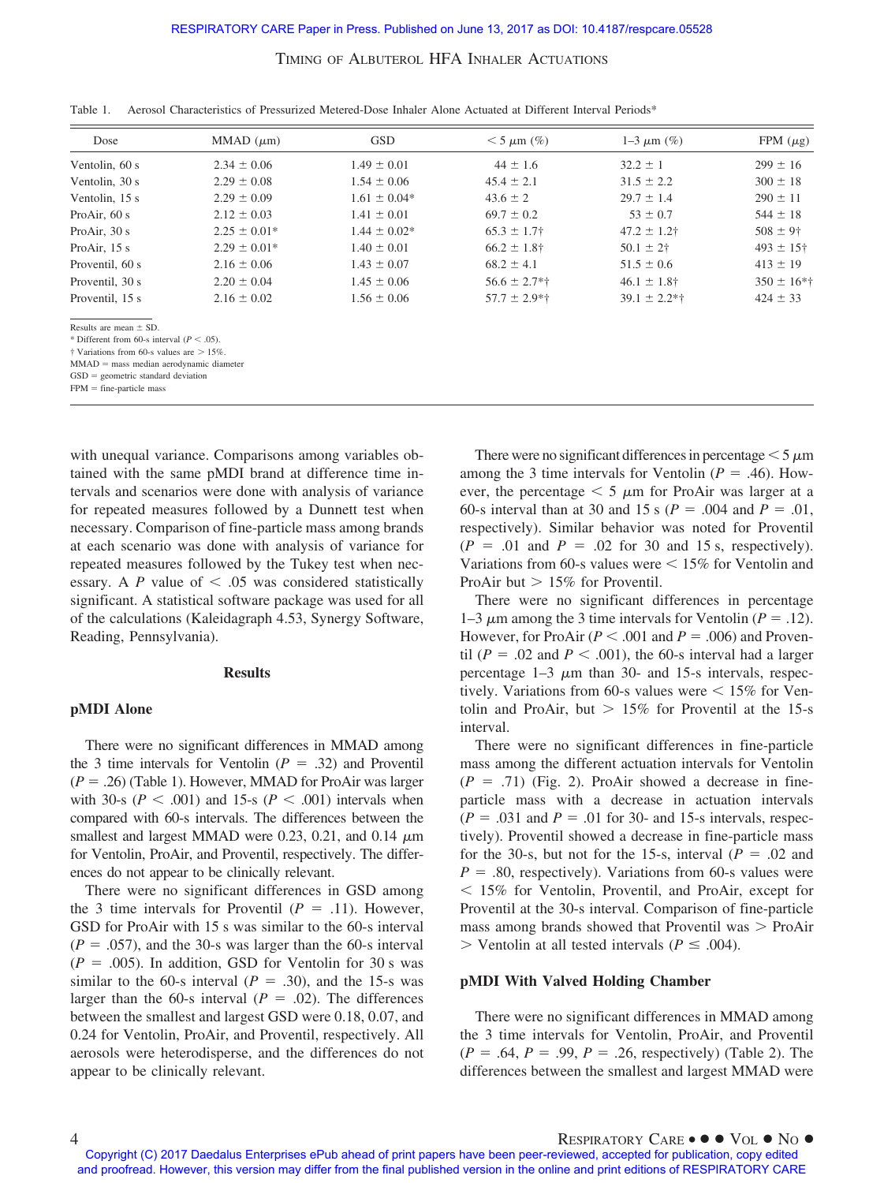Table 1. Aerosol Characteristics of Pressurized Metered-Dose Inhaler Alone Actuated at Different Interval Periods*

| Dose | MMAD ($\mu$m) | GSD | < 5 $\mu$m (%) | 1–3 $\mu$m (%) | FPM ($\mu$g) |
|---|---|---|---|---|---|
| Ventolin, 60 s | 2.34 ± 0.06 | 1.49 ± 0.01 | 44 ± 1.6 | 32.2 ± 1 | 299 ± 16 |
| Ventolin, 30 s | 2.29 ± 0.08 | 1.54 ± 0.06 | 45.4 ± 2.1 | 31.5 ± 2.2 | 300 ± 18 |
| Ventolin, 15 s | 2.29 ± 0.09 | 1.61 ± 0.04* | 43.6 ± 2 | 29.7 ± 1.4 | 290 ± 11 |
| ProAir, 60 s | 2.12 ± 0.03 | 1.41 ± 0.01 | 69.7 ± 0.2 | 53 ± 0.7 | 544 ± 18 |
| ProAir, 30 s | 2.25 ± 0.01* | 1.44 ± 0.02* | 65.3 ± 1.7† | 47.2 ± 1.2† | 508 ± 9† |
| ProAir, 15 s | 2.29 ± 0.01* | 1.40 ± 0.01 | 66.2 ± 1.8† | 50.1 ± 2† | 493 ± 15† |
| Proventil, 60 s | 2.16 ± 0.06 | 1.43 ± 0.07 | 68.2 ± 4.1 | 51.5 ± 0.6 | 413 ± 19 |
| Proventil, 30 s | 2.20 ± 0.04 | 1.45 ± 0.06 | 56.6 ± 2.7*† | 46.1 ± 1.8† | 350 ± 16*† |
| Proventil, 15 s | 2.16 ± 0.02 | 1.56 ± 0.06 | 57.7 ± 2.9*† | 39.1 ± 2.2*† | 424 ± 33 |

Results are mean ± SD.
\* Different from 60-s interval ($P < .05$).
† Variations from 60-s values are > 15%.
MMAD = mass median aerodynamic diameter
GSD = geometric standard deviation
FPM = fine-particle mass

with unequal variance. Comparisons among variables obtained with the same pMDI brand at difference time intervals and scenarios were done with analysis of variance for repeated measures followed by a Dunnett test when necessary. Comparison of fine-particle mass among brands at each scenario was done with analysis of variance for repeated measures followed by the Tukey test when necessary. A $P$ value of < .05 was considered statistically significant. A statistical software package was used for all of the calculations (Kaleidagraph 4.53, Synergy Software, Reading, Pennsylvania).

## Results

### pMDI Alone

There were no significant differences in MMAD among the 3 time intervals for Ventolin ($P = .32$) and Proventil ($P = .26$) (Table 1). However, MMAD for ProAir was larger with 30-s ($P < .001$) and 15-s ($P < .001$) intervals when compared with 60-s intervals. The differences between the smallest and largest MMAD were 0.23, 0.21, and 0.14 $\mu$m for Ventolin, ProAir, and Proventil, respectively. The differences do not appear to be clinically relevant.

There were no significant differences in GSD among the 3 time intervals for Proventil ($P = .11$). However, GSD for ProAir with 15 s was similar to the 60-s interval ($P = .057$), and the 30-s was larger than the 60-s interval ($P = .005$). In addition, GSD for Ventolin for 30 s was similar to the 60-s interval ($P = .30$), and the 15-s was larger than the 60-s interval ($P = .02$). The differences between the smallest and largest GSD were 0.18, 0.07, and 0.24 for Ventolin, ProAir, and Proventil, respectively. All aerosols were heterodisperse, and the differences do not appear to be clinically relevant.

There were no significant differences in percentage < 5 $\mu$m among the 3 time intervals for Ventolin ($P = .46$). However, the percentage < 5 $\mu$m for ProAir was larger at a 60-s interval than at 30 and 15 s ($P = .004$ and $P = .01$, respectively). Similar behavior was noted for Proventil ($P = .01$ and $P = .02$ for 30 and 15 s, respectively). Variations from 60-s values were < 15% for Ventolin and ProAir but > 15% for Proventil.

There were no significant differences in percentage 1–3 $\mu$m among the 3 time intervals for Ventolin ($P = .12$). However, for ProAir ($P < .001$ and $P = .006$) and Proventil ($P = .02$ and $P < .001$), the 60-s interval had a larger percentage 1–3 $\mu$m than 30- and 15-s intervals, respectively. Variations from 60-s values were < 15% for Ventolin and ProAir, but > 15% for Proventil at the 15-s interval.

There were no significant differences in fine-particle mass among the different actuation intervals for Ventolin ($P = .71$) (Fig. 2). ProAir showed a decrease in fine-particle mass with a decrease in actuation intervals ($P = .031$ and $P = .01$ for 30- and 15-s intervals, respectively). Proventil showed a decrease in fine-particle mass for the 30-s, but not for the 15-s, interval ($P = .02$ and $P = .80$, respectively). Variations from 60-s values were < 15% for Ventolin, Proventil, and ProAir, except for Proventil at the 30-s interval. Comparison of fine-particle mass among brands showed that Proventil was > ProAir > Ventolin at all tested intervals ($P \leq .004$).

### pMDI With Valved Holding Chamber

There were no significant differences in MMAD among the 3 time intervals for Ventolin, ProAir, and Proventil ($P = .64$, $P = .99$, $P = .26$, respectively) (Table 2). The differences between the smallest and largest MMAD were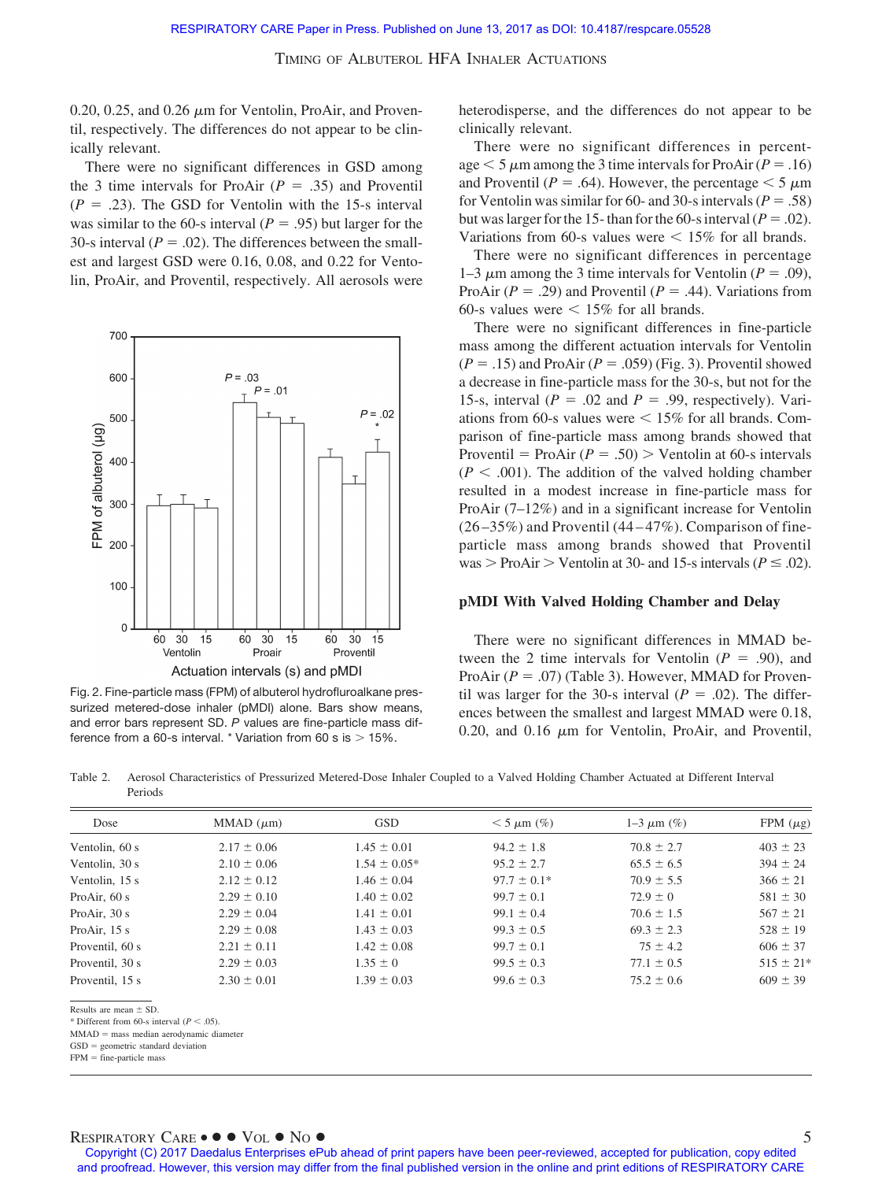0.20, 0.25, and 0.26 μm for Ventolin, ProAir, and Proventil, respectively. The differences do not appear to be clinically relevant.

There were no significant differences in GSD among the 3 time intervals for ProAir ($P = .35$) and Proventil ($P = .23$). The GSD for Ventolin with the 15-s interval was similar to the 60-s interval ($P = .95$) but larger for the 30-s interval ($P = .02$). The differences between the smallest and largest GSD were 0.16, 0.08, and 0.22 for Ventolin, ProAir, and Proventil, respectively. All aerosols were heterodisperse, and the differences do not appear to be clinically relevant.

Fig. 2. Fine-particle mass (FPM) of albuterol hydrofluroalkane pressurized metered-dose inhaler (pMDI) alone. Bars show means, and error bars represent SD. $P$ values are fine-particle mass difference from a 60-s interval. * Variation from 60 s is > 15%.

There were no significant differences in percentage < 5 μm among the 3 time intervals for ProAir ($P = .16$) and Proventil ($P = .64$). However, the percentage < 5 μm for Ventolin was similar for 60- and 30-s intervals ($P = .58$) but was larger for the 15- than for the 60-s interval ($P = .02$). Variations from 60-s values were < 15% for all brands.

There were no significant differences in percentage 1–3 μm among the 3 time intervals for Ventolin ($P = .09$), ProAir ($P = .29$) and Proventil ($P = .44$). Variations from 60-s values were < 15% for all brands.

There were no significant differences in fine-particle mass among the different actuation intervals for Ventolin ($P = .15$) and ProAir ($P = .059$) (Fig. 3). Proventil showed a decrease in fine-particle mass for the 30-s, but not for the 15-s, interval ($P = .02$ and $P = .99$, respectively). Variations from 60-s values were < 15% for all brands. Comparison of fine-particle mass among brands showed that Proventil = ProAir ($P = .50$) > Ventolin at 60-s intervals ($P < .001$). The addition of the valved holding chamber resulted in a modest increase in fine-particle mass for ProAir (7–12%) and in a significant increase for Ventolin (26–35%) and Proventil (44–47%). Comparison of fine-particle mass among brands showed that Proventil was > ProAir > Ventolin at 30- and 15-s intervals ($P \leq .02$).

### pMDI With Valved Holding Chamber and Delay

There were no significant differences in MMAD between the 2 time intervals for Ventolin ($P = .90$), and ProAir ($P = .07$) (Table 3). However, MMAD for Proventil was larger for the 30-s interval ($P = .02$). The differences between the smallest and largest MMAD were 0.18, 0.20, and 0.16 μm for Ventolin, ProAir, and Proventil,

Table 2. Aerosol Characteristics of Pressurized Metered-Dose Inhaler Coupled to a Valved Holding Chamber Actuated at Different Interval Periods

| Dose | MMAD (μm) | GSD | < 5 μm (%) | 1–3 μm (%) | FPM (μg) |
|---|---|---|---|---|---|
| Ventolin, 60 s | 2.17 ± 0.06 | 1.45 ± 0.01 | 94.2 ± 1.8 | 70.8 ± 2.7 | 403 ± 23 |
| Ventolin, 30 s | 2.10 ± 0.06 | 1.54 ± 0.05* | 95.2 ± 2.7 | 65.5 ± 6.5 | 394 ± 24 |
| Ventolin, 15 s | 2.12 ± 0.12 | 1.46 ± 0.04 | 97.7 ± 0.1* | 70.9 ± 5.5 | 366 ± 21 |
| ProAir, 60 s | 2.29 ± 0.10 | 1.40 ± 0.02 | 99.7 ± 0.1 | 72.9 ± 0 | 581 ± 30 |
| ProAir, 30 s | 2.29 ± 0.04 | 1.41 ± 0.01 | 99.1 ± 0.4 | 70.6 ± 1.5 | 567 ± 21 |
| ProAir, 15 s | 2.29 ± 0.08 | 1.43 ± 0.03 | 99.3 ± 0.5 | 69.3 ± 2.3 | 528 ± 19 |
| Proventil, 60 s | 2.21 ± 0.11 | 1.42 ± 0.08 | 99.7 ± 0.1 | 75 ± 4.2 | 606 ± 37 |
| Proventil, 30 s | 2.29 ± 0.03 | 1.35 ± 0 | 99.5 ± 0.3 | 77.1 ± 0.5 | 515 ± 21* |
| Proventil, 15 s | 2.30 ± 0.01 | 1.39 ± 0.03 | 99.6 ± 0.3 | 75.2 ± 0.6 | 609 ± 39 |

Results are mean ± SD.
* Different from 60-s interval ($P < .05$).
MMAD = mass median aerodynamic diameter
GSD = geometric standard deviation
FPM = fine-particle mass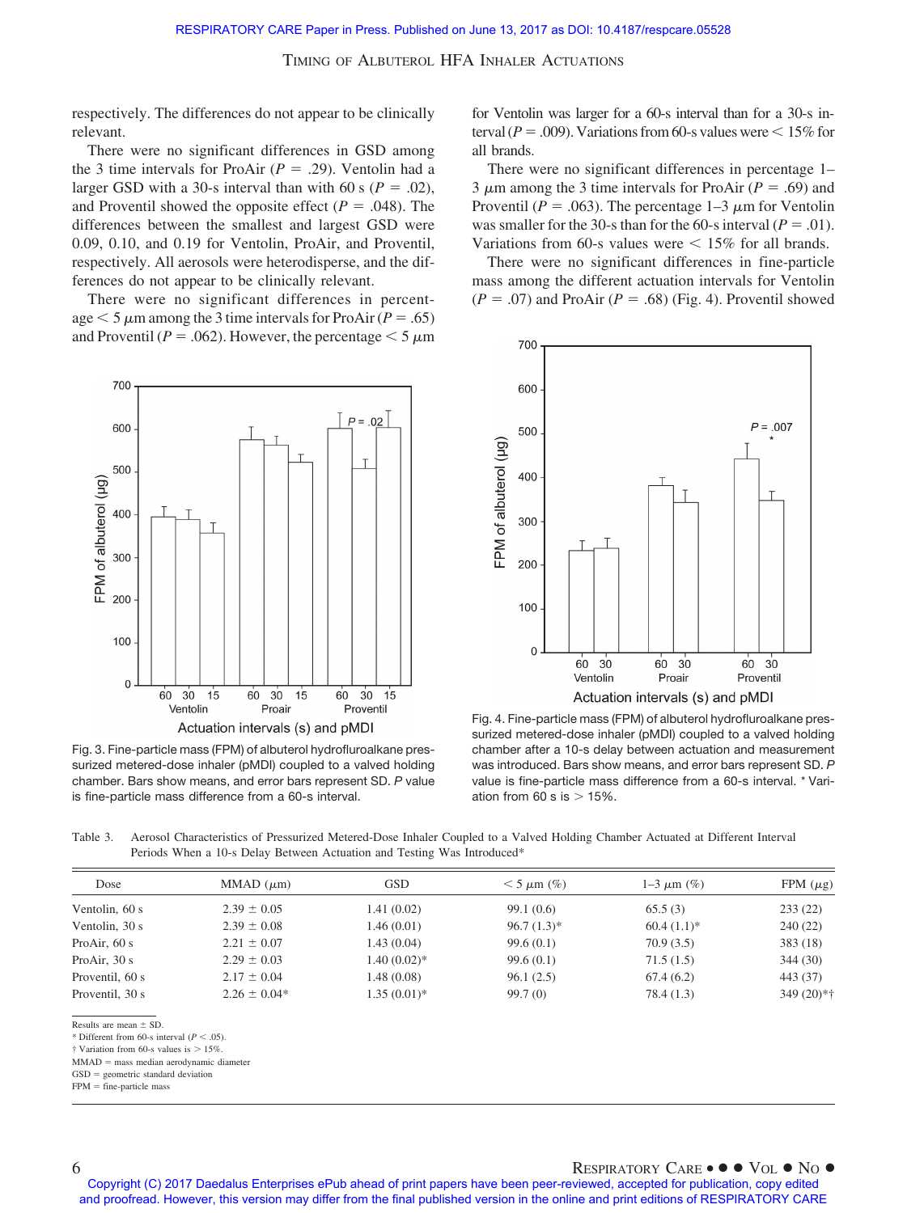respectively. The differences do not appear to be clinically relevant.

There were no significant differences in GSD among the 3 time intervals for ProAir ($P$ = .29). Ventolin had a larger GSD with a 30-s interval than with 60 s ($P$ = .02), and Proventil showed the opposite effect ($P$ = .048). The differences between the smallest and largest GSD were 0.09, 0.10, and 0.19 for Ventolin, ProAir, and Proventil, respectively. All aerosols were heterodisperse, and the differences do not appear to be clinically relevant.

There were no significant differences in percentage < 5 $\mu$m among the 3 time intervals for ProAir ($P$ = .65) and Proventil ($P$ = .062). However, the percentage < 5 $\mu$m for Ventolin was larger for a 60-s interval than for a 30-s interval ($P$ = .009). Variations from 60-s values were < 15% for all brands.

There were no significant differences in percentage 1–3 $\mu$m among the 3 time intervals for ProAir ($P$ = .69) and Proventil ($P$ = .063). The percentage 1–3 $\mu$m for Ventolin was smaller for the 30-s than for the 60-s interval ($P$ = .01). Variations from 60-s values were < 15% for all brands.

There were no significant differences in fine-particle mass among the different actuation intervals for Ventolin ($P$ = .07) and ProAir ($P$ = .68) (Fig. 4). Proventil showed

Fig. 3. Fine-particle mass (FPM) of albuterol hydrofluroalkane pressurized metered-dose inhaler (pMDI) coupled to a valved holding chamber. Bars show means, and error bars represent SD. $P$ value is fine-particle mass difference from a 60-s interval.

Fig. 4. Fine-particle mass (FPM) of albuterol hydrofluroalkane pressurized metered-dose inhaler (pMDI) coupled to a valved holding chamber after a 10-s delay between actuation and measurement was introduced. Bars show means, and error bars represent SD. $P$ value is fine-particle mass difference from a 60-s interval. * Variation from 60 s is > 15%.

Table 3. Aerosol Characteristics of Pressurized Metered-Dose Inhaler Coupled to a Valved Holding Chamber Actuated at Different Interval Periods When a 10-s Delay Between Actuation and Testing Was Introduced*

| Dose | MMAD ($\mu$m) | GSD | < 5 $\mu$m (%) | 1–3 $\mu$m (%) | FPM ($\mu$g) |
|---|---|---|---|---|---|
| Ventolin, 60 s | 2.39 ± 0.05 | 1.41 (0.02) | 99.1 (0.6) | 65.5 (3) | 233 (22) |
| Ventolin, 30 s | 2.39 ± 0.08 | 1.46 (0.01) | 96.7 (1.3)* | 60.4 (1.1)* | 240 (22) |
| ProAir, 60 s | 2.21 ± 0.07 | 1.43 (0.04) | 99.6 (0.1) | 70.9 (3.5) | 383 (18) |
| ProAir, 30 s | 2.29 ± 0.03 | 1.40 (0.02)* | 99.6 (0.1) | 71.5 (1.5) | 344 (30) |
| Proventil, 60 s | 2.17 ± 0.04 | 1.48 (0.08) | 96.1 (2.5) | 67.4 (6.2) | 443 (37) |
| Proventil, 30 s | 2.26 ± 0.04* | 1.35 (0.01)* | 99.7 (0) | 78.4 (1.3) | 349 (20)*† |

Results are mean ± SD.
\* Different from 60-s interval ($P$ < .05).
† Variation from 60-s values is > 15%.
MMAD = mass median aerodynamic diameter
GSD = geometric standard deviation
FPM = fine-particle mass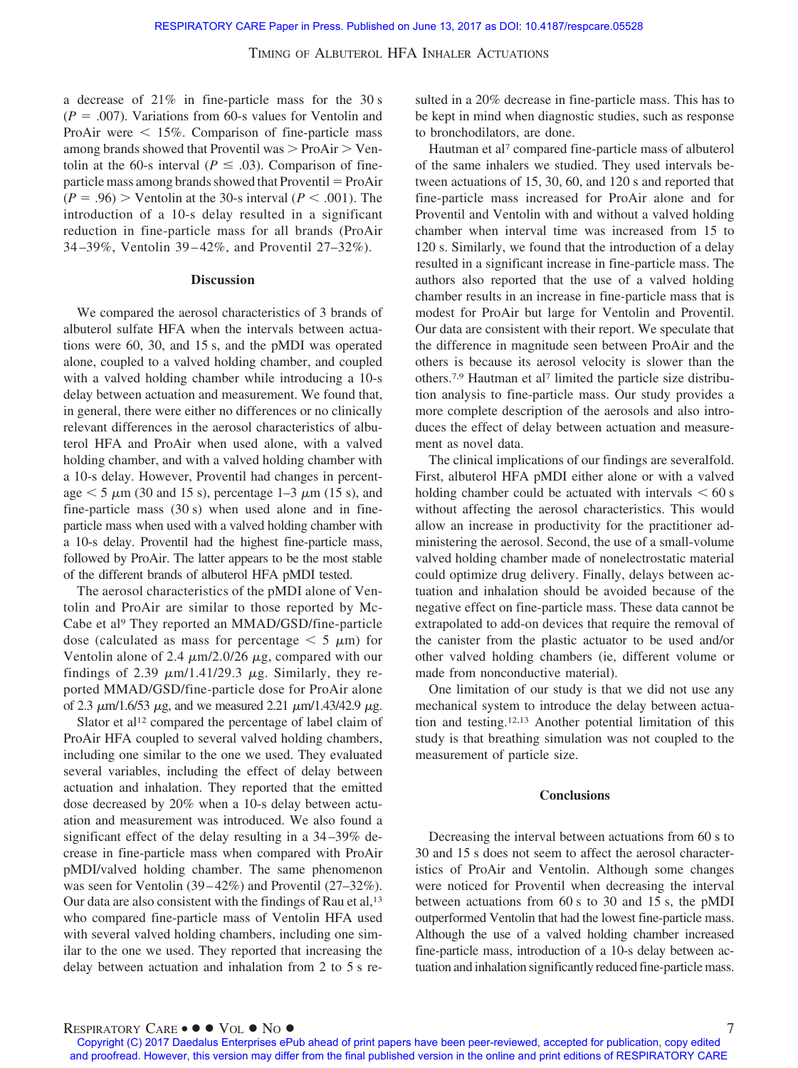a decrease of 21% in fine-particle mass for the 30 s ($P$ = .007). Variations from 60-s values for Ventolin and ProAir were < 15%. Comparison of fine-particle mass among brands showed that Proventil was > ProAir > Ventolin at the 60-s interval ($P \leq .03$). Comparison of fine-particle mass among brands showed that Proventil = ProAir ($P$ = .96) > Ventolin at the 30-s interval ($P < .001$). The introduction of a 10-s delay resulted in a significant reduction in fine-particle mass for all brands (ProAir 34–39%, Ventolin 39–42%, and Proventil 27–32%).

## Discussion

We compared the aerosol characteristics of 3 brands of albuterol sulfate HFA when the intervals between actuations were 60, 30, and 15 s, and the pMDI was operated alone, coupled to a valved holding chamber, and coupled with a valved holding chamber while introducing a 10-s delay between actuation and measurement. We found that, in general, there were either no differences or no clinically relevant differences in the aerosol characteristics of albuterol HFA and ProAir when used alone, with a valved holding chamber, and with a valved holding chamber with a 10-s delay. However, Proventil had changes in percentage < 5 μm (30 and 15 s), percentage 1–3 μm (15 s), and fine-particle mass (30 s) when used alone and in fine-particle mass when used with a valved holding chamber with a 10-s delay. Proventil had the highest fine-particle mass, followed by ProAir. The latter appears to be the most stable of the different brands of albuterol HFA pMDI tested.

The aerosol characteristics of the pMDI alone of Ventolin and ProAir are similar to those reported by McCabe et al[9] They reported an MMAD/GSD/fine-particle dose (calculated as mass for percentage < 5 μm) for Ventolin alone of 2.4 μm/2.0/26 μg, compared with our findings of 2.39 μm/1.41/29.3 μg. Similarly, they reported MMAD/GSD/fine-particle dose for ProAir alone of 2.3 μm/1.6/53 μg, and we measured 2.21 μm/1.43/42.9 μg.

Slator et al[12] compared the percentage of label claim of ProAir HFA coupled to several valved holding chambers, including one similar to the one we used. They evaluated several variables, including the effect of delay between actuation and inhalation. They reported that the emitted dose decreased by 20% when a 10-s delay between actuation and measurement was introduced. We also found a significant effect of the delay resulting in a 34–39% decrease in fine-particle mass when compared with ProAir pMDI/valved holding chamber. The same phenomenon was seen for Ventolin (39–42%) and Proventil (27–32%). Our data are also consistent with the findings of Rau et al,[13] who compared fine-particle mass of Ventolin HFA used with several valved holding chambers, including one similar to the one we used. They reported that increasing the delay between actuation and inhalation from 2 to 5 s resulted in a 20% decrease in fine-particle mass. This has to be kept in mind when diagnostic studies, such as response to bronchodilators, are done.

Hautman et al[7] compared fine-particle mass of albuterol of the same inhalers we studied. They used intervals between actuations of 15, 30, 60, and 120 s and reported that fine-particle mass increased for ProAir alone and for Proventil and Ventolin with and without a valved holding chamber when interval time was increased from 15 to 120 s. Similarly, we found that the introduction of a delay resulted in a significant increase in fine-particle mass. The authors also reported that the use of a valved holding chamber results in an increase in fine-particle mass that is modest for ProAir but large for Ventolin and Proventil. Our data are consistent with their report. We speculate that the difference in magnitude seen between ProAir and the others is because its aerosol velocity is slower than the others.[7,9] Hautman et al[7] limited the particle size distribution analysis to fine-particle mass. Our study provides a more complete description of the aerosols and also introduces the effect of delay between actuation and measurement as novel data.

The clinical implications of our findings are severalfold. First, albuterol HFA pMDI either alone or with a valved holding chamber could be actuated with intervals < 60 s without affecting the aerosol characteristics. This would allow an increase in productivity for the practitioner administering the aerosol. Second, the use of a small-volume valved holding chamber made of nonelectrostatic material could optimize drug delivery. Finally, delays between actuation and inhalation should be avoided because of the negative effect on fine-particle mass. These data cannot be extrapolated to add-on devices that require the removal of the canister from the plastic actuator to be used and/or other valved holding chambers (ie, different volume or made from nonconductive material).

One limitation of our study is that we did not use any mechanical system to introduce the delay between actuation and testing.[12,13] Another potential limitation of this study is that breathing simulation was not coupled to the measurement of particle size.

## Conclusions

Decreasing the interval between actuations from 60 s to 30 and 15 s does not seem to affect the aerosol characteristics of ProAir and Ventolin. Although some changes were noticed for Proventil when decreasing the interval between actuations from 60 s to 30 and 15 s, the pMDI outperformed Ventolin that had the lowest fine-particle mass. Although the use of a valved holding chamber increased fine-particle mass, introduction of a 10-s delay between actuation and inhalation significantly reduced fine-particle mass.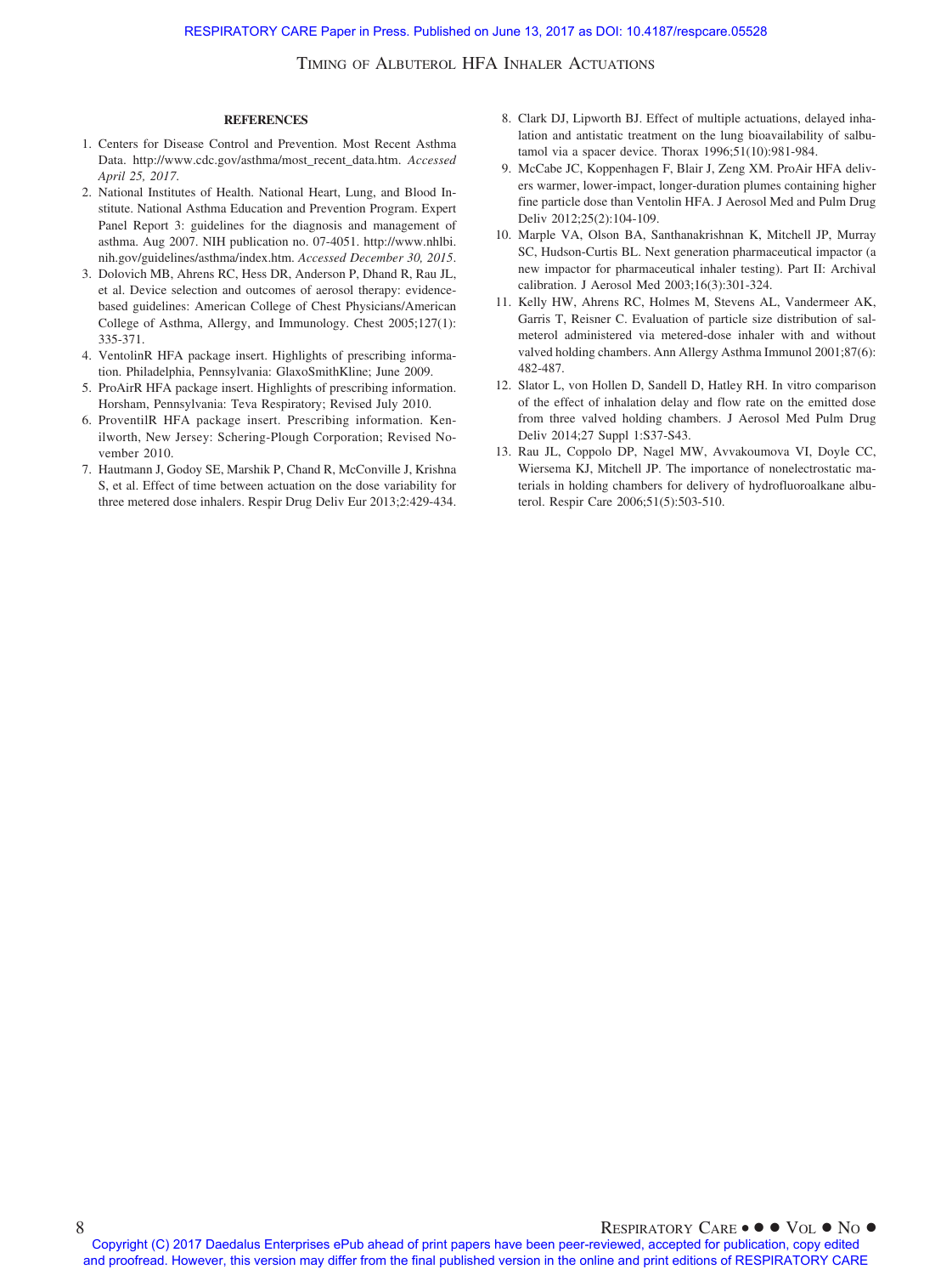## REFERENCES

1. Centers for Disease Control and Prevention. Most Recent Asthma Data. http://www.cdc.gov/asthma/most_recent_data.htm. *Accessed April 25, 2017*.
2. National Institutes of Health. National Heart, Lung, and Blood Institute. National Asthma Education and Prevention Program. Expert Panel Report 3: guidelines for the diagnosis and management of asthma. Aug 2007. NIH publication no. 07-4051. http://www.nhlbi.nih.gov/guidelines/asthma/index.htm. *Accessed December 30, 2015*.
3. Dolovich MB, Ahrens RC, Hess DR, Anderson P, Dhand R, Rau JL, et al. Device selection and outcomes of aerosol therapy: evidence-based guidelines: American College of Chest Physicians/American College of Asthma, Allergy, and Immunology. Chest 2005;127(1):335-371.
4. VentolinR HFA package insert. Highlights of prescribing information. Philadelphia, Pennsylvania: GlaxoSmithKline; June 2009.
5. ProAirR HFA package insert. Highlights of prescribing information. Horsham, Pennsylvania: Teva Respiratory; Revised July 2010.
6. ProventilR HFA package insert. Prescribing information. Kenilworth, New Jersey: Schering-Plough Corporation; Revised November 2010.
7. Hautmann J, Godoy SE, Marshik P, Chand R, McConville J, Krishna S, et al. Effect of time between actuation on the dose variability for three metered dose inhalers. Respir Drug Deliv Eur 2013;2:429-434.
8. Clark DJ, Lipworth BJ. Effect of multiple actuations, delayed inhalation and antistatic treatment on the lung bioavailability of salbutamol via a spacer device. Thorax 1996;51(10):981-984.
9. McCabe JC, Koppenhagen F, Blair J, Zeng XM. ProAir HFA delivers warmer, lower-impact, longer-duration plumes containing higher fine particle dose than Ventolin HFA. J Aerosol Med and Pulm Drug Deliv 2012;25(2):104-109.
10. Marple VA, Olson BA, Santhanakrishnan K, Mitchell JP, Murray SC, Hudson-Curtis BL. Next generation pharmaceutical impactor (a new impactor for pharmaceutical inhaler testing). Part II: Archival calibration. J Aerosol Med 2003;16(3):301-324.
11. Kelly HW, Ahrens RC, Holmes M, Stevens AL, Vandermeer AK, Garris T, Reisner C. Evaluation of particle size distribution of salmeterol administered via metered-dose inhaler with and without valved holding chambers. Ann Allergy Asthma Immunol 2001;87(6):482-487.
12. Slator L, von Hollen D, Sandell D, Hatley RH. In vitro comparison of the effect of inhalation delay and flow rate on the emitted dose from three valved holding chambers. J Aerosol Med Pulm Drug Deliv 2014;27 Suppl 1:S37-S43.
13. Rau JL, Coppolo DP, Nagel MW, Avvakoumova VI, Doyle CC, Wiersema KJ, Mitchell JP. The importance of nonelectrostatic materials in holding chambers for delivery of hydrofluoroalkane albuterol. Respir Care 2006;51(5):503-510.